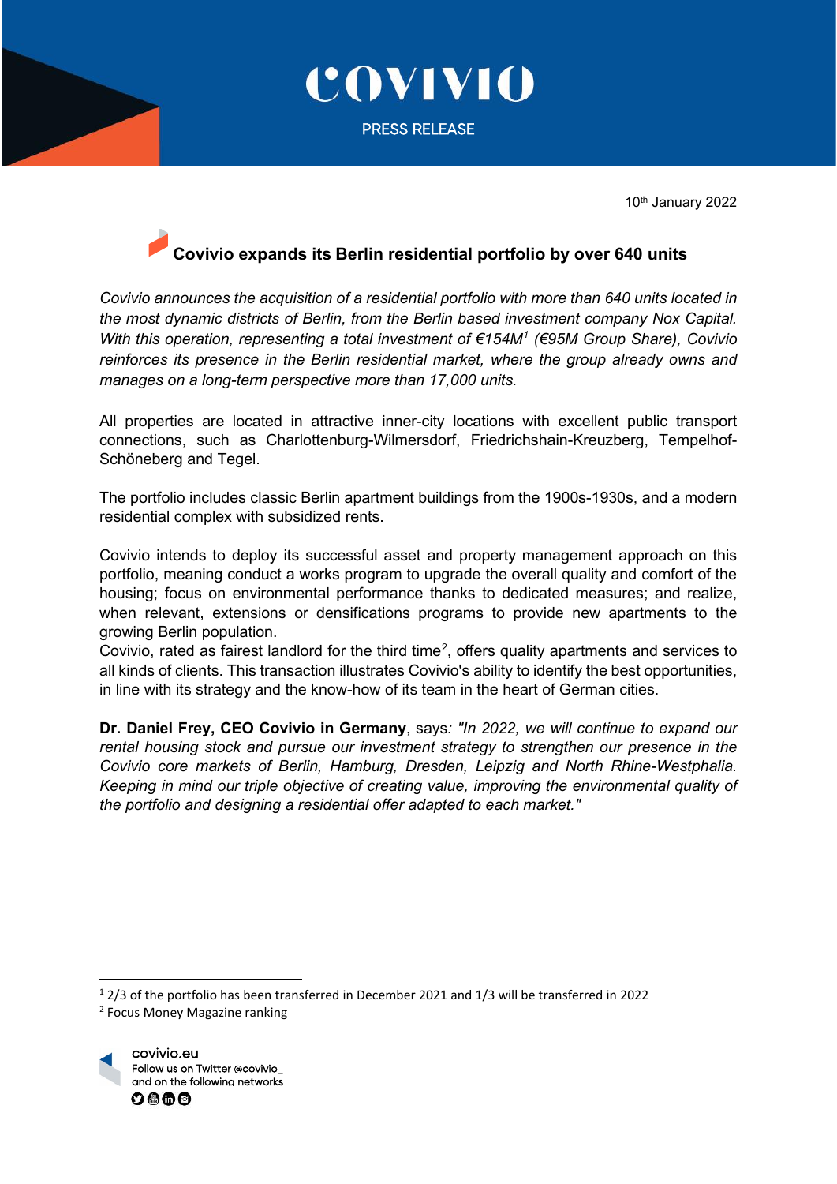# COVIVIO

PRESS RELEASE

10th January 2022

## Covivio expands its Berlin residential portfolio by over 640 units

*Covivio announces the acquisition of a residential portfolio with more than 640 units located in the most dynamic districts of Berlin, from the Berlin based investment company Nox Capital. With this operation, representing a total investment of €154M[1] (€95M Group Share), Covivio reinforces its presence in the Berlin residential market, where the group already owns and manages on a long-term perspective more than 17,000 units.*

All properties are located in attractive inner-city locations with excellent public transport connections, such as Charlottenburg-Wilmersdorf, Friedrichshain-Kreuzberg, Tempelhof-Schöneberg and Tegel.

The portfolio includes classic Berlin apartment buildings from the 1900s-1930s, and a modern residential complex with subsidized rents.

Covivio intends to deploy its successful asset and property management approach on this portfolio, meaning conduct a works program to upgrade the overall quality and comfort of the housing; focus on environmental performance thanks to dedicated measures; and realize, when relevant, extensions or densifications programs to provide new apartments to the growing Berlin population.
Covivio, rated as fairest landlord for the third time[2], offers quality apartments and services to all kinds of clients. This transaction illustrates Covivio's ability to identify the best opportunities, in line with its strategy and the know-how of its team in the heart of German cities.

**Dr. Daniel Frey, CEO Covivio in Germany**, says*: "In 2022, we will continue to expand our rental housing stock and pursue our investment strategy to strengthen our presence in the Covivio core markets of Berlin, Hamburg, Dresden, Leipzig and North Rhine-Westphalia. Keeping in mind our triple objective of creating value, improving the environmental quality of the portfolio and designing a residential offer adapted to each market."*

---

[1] 2/3 of the portfolio has been transferred in December 2021 and 1/3 will be transferred in 2022
[2] Focus Money Magazine ranking

covivio.eu
Follow us on Twitter @covivio_
and on the following networks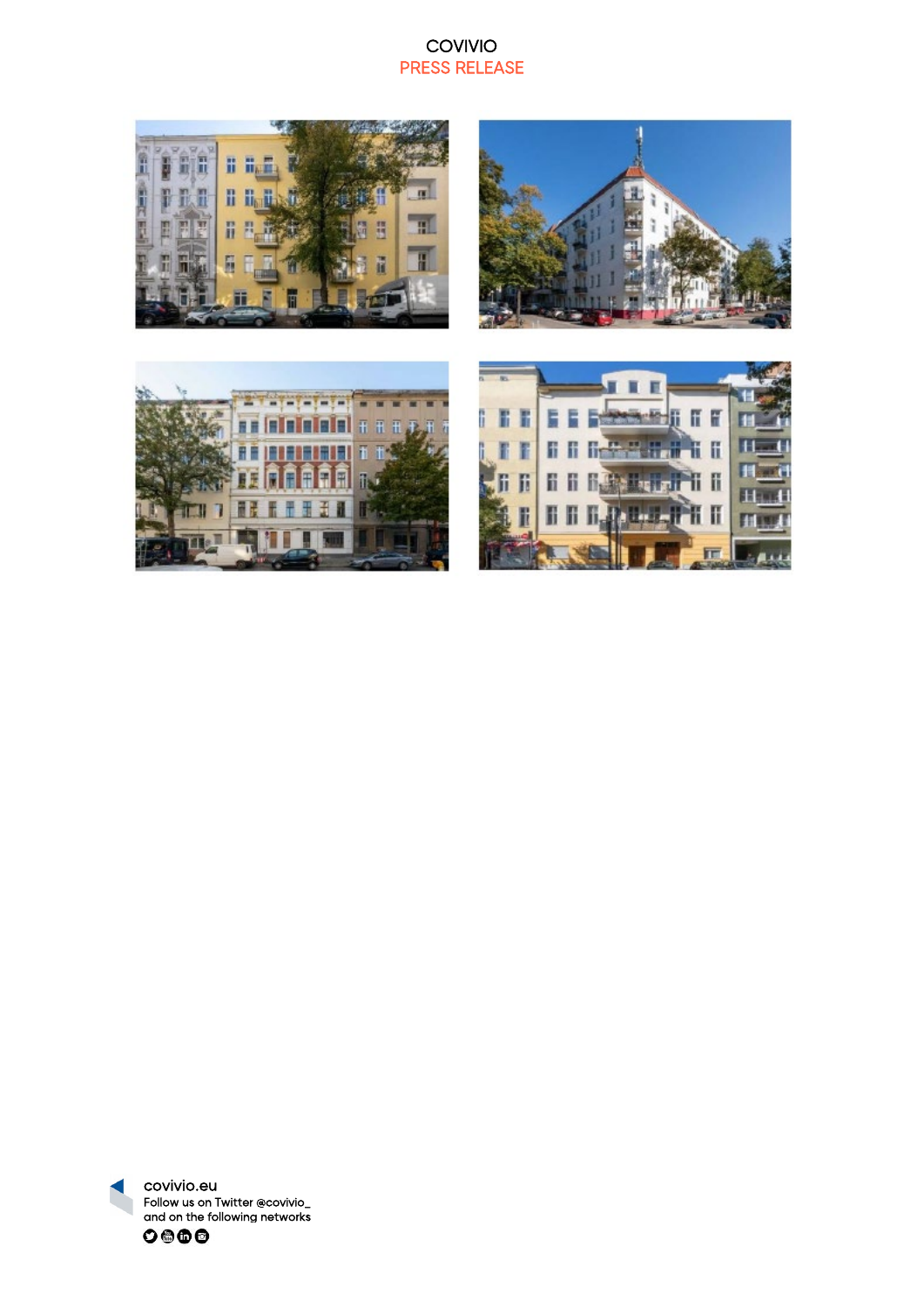covivio.eu

Follow us on Twitter @covivio_

and on the following networks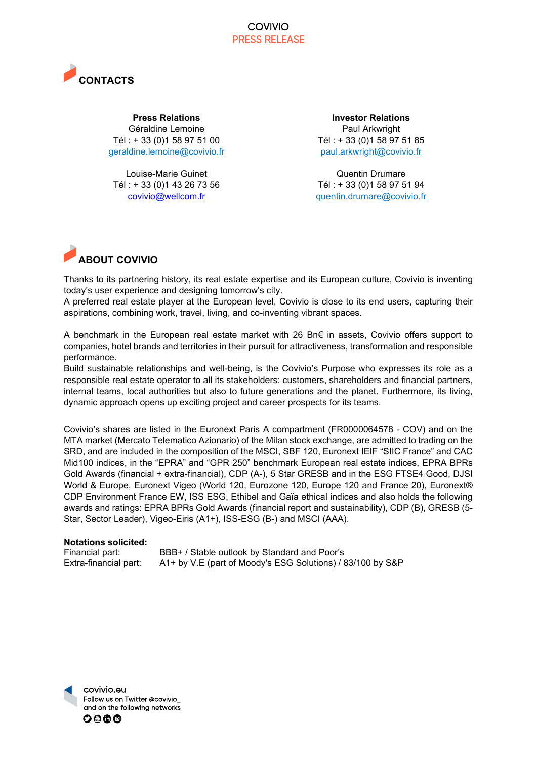## CONTACTS

**Press Relations**
Géraldine Lemoine
Tél : + 33 (0)1 58 97 51 00
geraldine.lemoine@covivio.fr

Louise-Marie Guinet
Tél : + 33 (0)1 43 26 73 56
covivio@wellcom.fr

**Investor Relations**
Paul Arkwright
Tél : + 33 (0)1 58 97 51 85
paul.arkwright@covivio.fr

Quentin Drumare
Tél : + 33 (0)1 58 97 51 94
quentin.drumare@covivio.fr

## ABOUT COVIVIO

Thanks to its partnering history, its real estate expertise and its European culture, Covivio is inventing today's user experience and designing tomorrow's city.
A preferred real estate player at the European level, Covivio is close to its end users, capturing their aspirations, combining work, travel, living, and co-inventing vibrant spaces.

A benchmark in the European real estate market with 26 Bn€ in assets, Covivio offers support to companies, hotel brands and territories in their pursuit for attractiveness, transformation and responsible performance.
Build sustainable relationships and well-being, is the Covivio's Purpose who expresses its role as a responsible real estate operator to all its stakeholders: customers, shareholders and financial partners, internal teams, local authorities but also to future generations and the planet. Furthermore, its living, dynamic approach opens up exciting project and career prospects for its teams.

Covivio's shares are listed in the Euronext Paris A compartment (FR0000064578 - COV) and on the MTA market (Mercato Telematico Azionario) of the Milan stock exchange, are admitted to trading on the SRD, and are included in the composition of the MSCI, SBF 120, Euronext IEIF "SIIC France" and CAC Mid100 indices, in the "EPRA" and "GPR 250" benchmark European real estate indices, EPRA BPRs Gold Awards (financial + extra-financial), CDP (A-), 5 Star GRESB and in the ESG FTSE4 Good, DJSI World & Europe, Euronext Vigeo (World 120, Eurozone 120, Europe 120 and France 20), Euronext® CDP Environment France EW, ISS ESG, Ethibel and Gaïa ethical indices and also holds the following awards and ratings: EPRA BPRs Gold Awards (financial report and sustainability), CDP (B), GRESB (5-Star, Sector Leader), Vigeo-Eiris (A1+), ISS-ESG (B-) and MSCI (AAA).

**Notations solicited:**

| | |
|---|---|
| Financial part: | BBB+ / Stable outlook by Standard and Poor's |
| Extra-financial part: | A1+ by V.E (part of Moody's ESG Solutions) / 83/100 by S&P |

covivio.eu
Follow us on Twitter @covivio_
and on the following networks